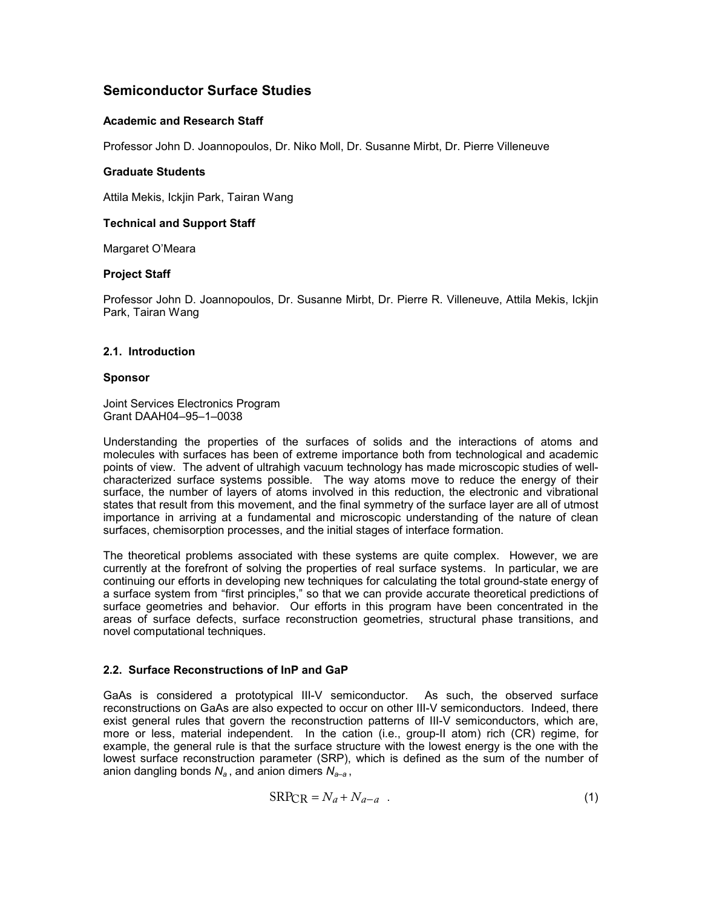# Semiconductor Surface Studies

### Academic and Research Staff

Professor John D. Joannopoulos, Dr. Niko Moll, Dr. Susanne Mirbt, Dr. Pierre Villeneuve

### Graduate Students

Attila Mekis, Ickjin Park, Tairan Wang

### Technical and Support Staff

Margaret O'Meara

### Project Staff

Professor John D. Joannopoulos, Dr. Susanne Mirbt, Dr. Pierre R. Villeneuve, Attila Mekis, Ickjin Park, Tairan Wang

## 2.1. Introduction

### Sponsor

Joint Services Electronics Program
Grant DAAH04–95–1–0038

Understanding the properties of the surfaces of solids and the interactions of atoms and molecules with surfaces has been of extreme importance both from technological and academic points of view. The advent of ultrahigh vacuum technology has made microscopic studies of well-characterized surface systems possible. The way atoms move to reduce the energy of their surface, the number of layers of atoms involved in this reduction, the electronic and vibrational states that result from this movement, and the final symmetry of the surface layer are all of utmost importance in arriving at a fundamental and microscopic understanding of the nature of clean surfaces, chemisorption processes, and the initial stages of interface formation.

The theoretical problems associated with these systems are quite complex. However, we are currently at the forefront of solving the properties of real surface systems. In particular, we are continuing our efforts in developing new techniques for calculating the total ground-state energy of a surface system from "first principles," so that we can provide accurate theoretical predictions of surface geometries and behavior. Our efforts in this program have been concentrated in the areas of surface defects, surface reconstruction geometries, structural phase transitions, and novel computational techniques.

## 2.2. Surface Reconstructions of InP and GaP

GaAs is considered a prototypical III-V semiconductor. As such, the observed surface reconstructions on GaAs are also expected to occur on other III-V semiconductors. Indeed, there exist general rules that govern the reconstruction patterns of III-V semiconductors, which are, more or less, material independent. In the cation (i.e., group-II atom) rich (CR) regime, for example, the general rule is that the surface structure with the lowest energy is the one with the lowest surface reconstruction parameter (SRP), which is defined as the sum of the number of anion dangling bonds $N_a$, and anion dimers $N_{a-a}$,

$$\mathrm{SRP}_{\mathrm{CR}} = N_a + N_{a-a} \quad . \tag{1}$$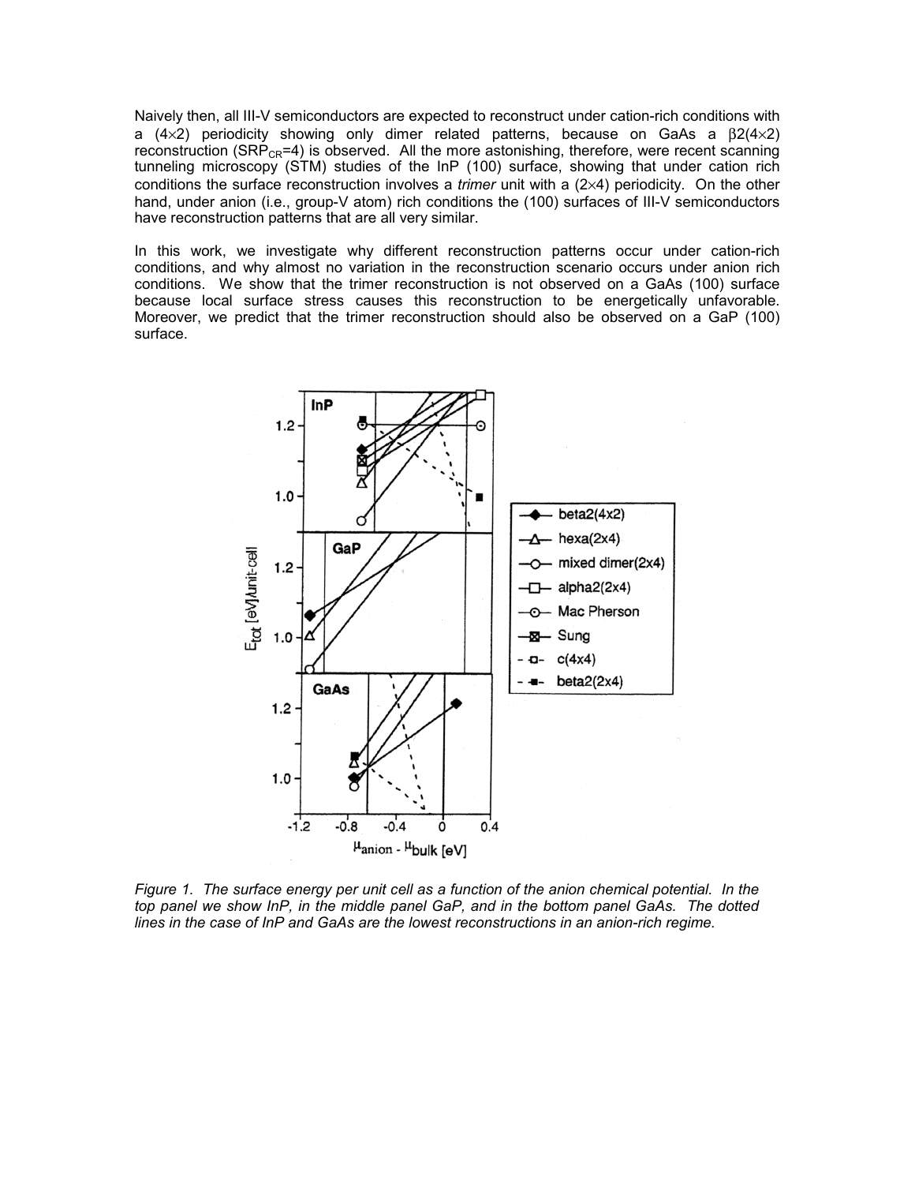Naively then, all III-V semiconductors are expected to reconstruct under cation-rich conditions with a (4×2) periodicity showing only dimer related patterns, because on GaAs a β2(4×2) reconstruction ($SRP_{CR}$=4) is observed. All the more astonishing, therefore, were recent scanning tunneling microscopy (STM) studies of the InP (100) surface, showing that under cation rich conditions the surface reconstruction involves a *trimer* unit with a (2×4) periodicity. On the other hand, under anion (i.e., group-V atom) rich conditions the (100) surfaces of III-V semiconductors have reconstruction patterns that are all very similar.

In this work, we investigate why different reconstruction patterns occur under cation-rich conditions, and why almost no variation in the reconstruction scenario occurs under anion rich conditions. We show that the trimer reconstruction is not observed on a GaAs (100) surface because local surface stress causes this reconstruction to be energetically unfavorable. Moreover, we predict that the trimer reconstruction should also be observed on a GaP (100) surface.

*Figure 1. The surface energy per unit cell as a function of the anion chemical potential. In the top panel we show InP, in the middle panel GaP, and in the bottom panel GaAs. The dotted lines in the case of InP and GaAs are the lowest reconstructions in an anion-rich regime.*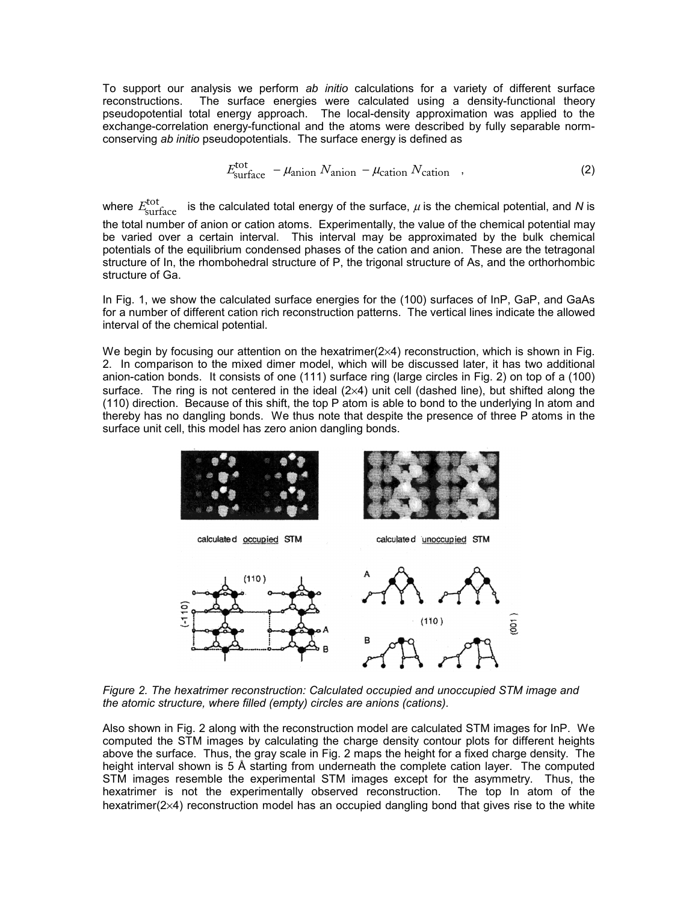To support our analysis we perform *ab initio* calculations for a variety of different surface reconstructions. The surface energies were calculated using a density-functional theory pseudopotential total energy approach. The local-density approximation was applied to the exchange-correlation energy-functional and the atoms were described by fully separable norm-conserving *ab initio* pseudopotentials. The surface energy is defined as

$$E_{\text{surface}}^{\text{tot}} - \mu_{\text{anion}} N_{\text{anion}} - \mu_{\text{cation}} N_{\text{cation}} \quad , \tag{2}$$

where $E_{\text{surface}}^{\text{tot}}$ is the calculated total energy of the surface, $\mu$ is the chemical potential, and $N$ is the total number of anion or cation atoms. Experimentally, the value of the chemical potential may be varied over a certain interval. This interval may be approximated by the bulk chemical potentials of the equilibrium condensed phases of the cation and anion. These are the tetragonal structure of In, the rhombohedral structure of P, the trigonal structure of As, and the orthorhombic structure of Ga.

In Fig. 1, we show the calculated surface energies for the (100) surfaces of InP, GaP, and GaAs for a number of different cation rich reconstruction patterns. The vertical lines indicate the allowed interval of the chemical potential.

We begin by focusing our attention on the hexatrimer(2×4) reconstruction, which is shown in Fig. 2. In comparison to the mixed dimer model, which will be discussed later, it has two additional anion-cation bonds. It consists of one (111) surface ring (large circles in Fig. 2) on top of a (100) surface. The ring is not centered in the ideal (2×4) unit cell (dashed line), but shifted along the (110) direction. Because of this shift, the top P atom is able to bond to the underlying In atom and thereby has no dangling bonds. We thus note that despite the presence of three P atoms in the surface unit cell, this model has zero anion dangling bonds.

*Figure 2. The hexatrimer reconstruction: Calculated occupied and unoccupied STM image and the atomic structure, where filled (empty) circles are anions (cations).*

Also shown in Fig. 2 along with the reconstruction model are calculated STM images for InP. We computed the STM images by calculating the charge density contour plots for different heights above the surface. Thus, the gray scale in Fig. 2 maps the height for a fixed charge density. The height interval shown is 5 Å starting from underneath the complete cation layer. The computed STM images resemble the experimental STM images except for the asymmetry. Thus, the hexatrimer is not the experimentally observed reconstruction. The top In atom of the hexatrimer(2×4) reconstruction model has an occupied dangling bond that gives rise to the white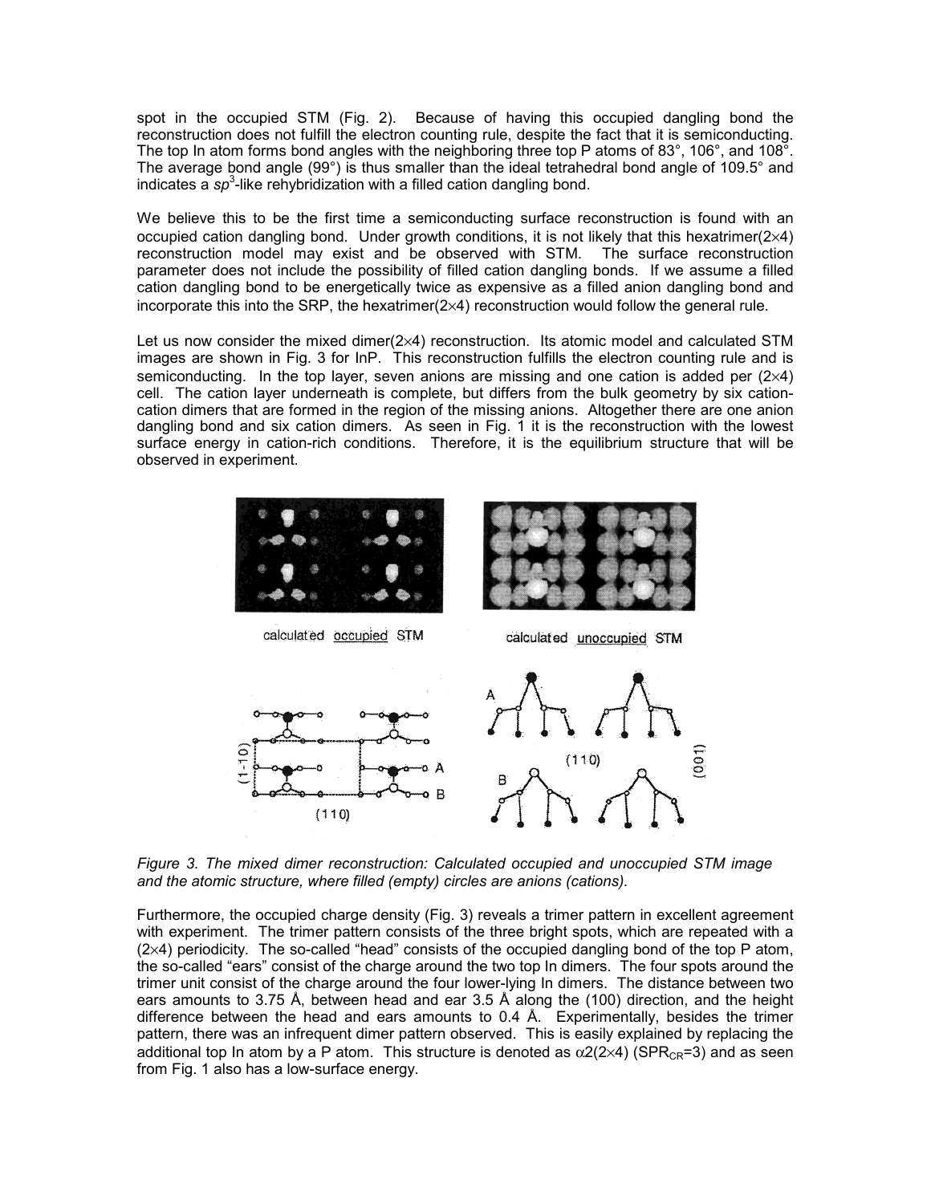spot in the occupied STM (Fig. 2). Because of having this occupied dangling bond the reconstruction does not fulfill the electron counting rule, despite the fact that it is semiconducting. The top In atom forms bond angles with the neighboring three top P atoms of 83°, 106°, and 108°. The average bond angle (99°) is thus smaller than the ideal tetrahedral bond angle of 109.5° and indicates a $sp^3$-like rehybridization with a filled cation dangling bond.

We believe this to be the first time a semiconducting surface reconstruction is found with an occupied cation dangling bond. Under growth conditions, it is not likely that this hexatrimer($2\times4$) reconstruction model may exist and be observed with STM. The surface reconstruction parameter does not include the possibility of filled cation dangling bonds. If we assume a filled cation dangling bond to be energetically twice as expensive as a filled anion dangling bond and incorporate this into the SRP, the hexatrimer($2\times4$) reconstruction would follow the general rule.

Let us now consider the mixed dimer($2\times4$) reconstruction. Its atomic model and calculated STM images are shown in Fig. 3 for InP. This reconstruction fulfills the electron counting rule and is semiconducting. In the top layer, seven anions are missing and one cation is added per ($2\times4$) cell. The cation layer underneath is complete, but differs from the bulk geometry by six cation-cation dimers that are formed in the region of the missing anions. Altogether there are one anion dangling bond and six cation dimers. As seen in Fig. 1 it is the reconstruction with the lowest surface energy in cation-rich conditions. Therefore, it is the equilibrium structure that will be observed in experiment.

*Figure 3. The mixed dimer reconstruction: Calculated occupied and unoccupied STM image and the atomic structure, where filled (empty) circles are anions (cations).*

Furthermore, the occupied charge density (Fig. 3) reveals a trimer pattern in excellent agreement with experiment. The trimer pattern consists of the three bright spots, which are repeated with a ($2\times4$) periodicity. The so-called "head" consists of the occupied dangling bond of the top P atom, the so-called "ears" consist of the charge around the two top In dimers. The four spots around the trimer unit consist of the charge around the four lower-lying In dimers. The distance between two ears amounts to 3.75 Å, between head and ear 3.5 Å along the (100) direction, and the height difference between the head and ears amounts to 0.4 Å. Experimentally, besides the trimer pattern, there was an infrequent dimer pattern observed. This is easily explained by replacing the additional top In atom by a P atom. This structure is denoted as $\alpha2(2\times4)$ ($SPR_{CR}=3$) and as seen from Fig. 1 also has a low-surface energy.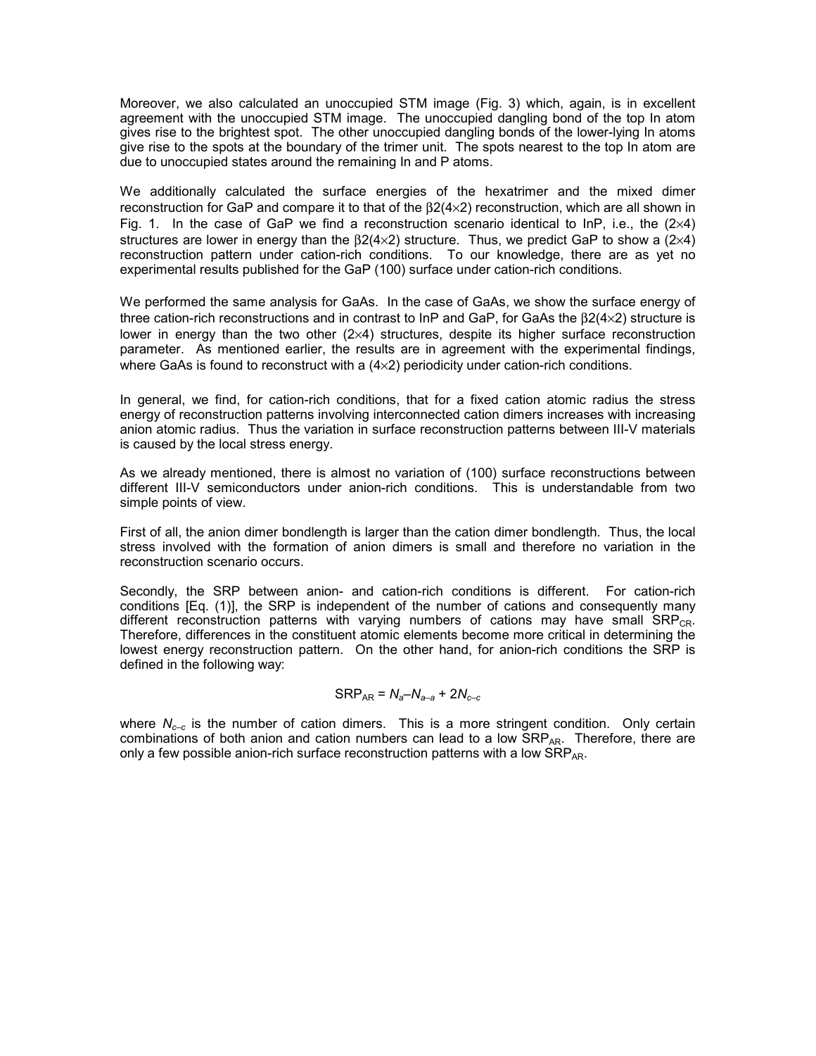Moreover, we also calculated an unoccupied STM image (Fig. 3) which, again, is in excellent agreement with the unoccupied STM image. The unoccupied dangling bond of the top In atom gives rise to the brightest spot. The other unoccupied dangling bonds of the lower-lying In atoms give rise to the spots at the boundary of the trimer unit. The spots nearest to the top In atom are due to unoccupied states around the remaining In and P atoms.

We additionally calculated the surface energies of the hexatrimer and the mixed dimer reconstruction for GaP and compare it to that of the $\beta 2(4\times2)$ reconstruction, which are all shown in Fig. 1. In the case of GaP we find a reconstruction scenario identical to InP, i.e., the $(2\times4)$ structures are lower in energy than the $\beta 2(4\times2)$ structure. Thus, we predict GaP to show a $(2\times4)$ reconstruction pattern under cation-rich conditions. To our knowledge, there are as yet no experimental results published for the GaP (100) surface under cation-rich conditions.

We performed the same analysis for GaAs. In the case of GaAs, we show the surface energy of three cation-rich reconstructions and in contrast to InP and GaP, for GaAs the $\beta 2(4\times2)$ structure is lower in energy than the two other $(2\times4)$ structures, despite its higher surface reconstruction parameter. As mentioned earlier, the results are in agreement with the experimental findings, where GaAs is found to reconstruct with a $(4\times2)$ periodicity under cation-rich conditions.

In general, we find, for cation-rich conditions, that for a fixed cation atomic radius the stress energy of reconstruction patterns involving interconnected cation dimers increases with increasing anion atomic radius. Thus the variation in surface reconstruction patterns between III-V materials is caused by the local stress energy.

As we already mentioned, there is almost no variation of (100) surface reconstructions between different III-V semiconductors under anion-rich conditions. This is understandable from two simple points of view.

First of all, the anion dimer bondlength is larger than the cation dimer bondlength. Thus, the local stress involved with the formation of anion dimers is small and therefore no variation in the reconstruction scenario occurs.

Secondly, the SRP between anion- and cation-rich conditions is different. For cation-rich conditions [Eq. (1)], the SRP is independent of the number of cations and consequently many different reconstruction patterns with varying numbers of cations may have small $SRP_{CR}$. Therefore, differences in the constituent atomic elements become more critical in determining the lowest energy reconstruction pattern. On the other hand, for anion-rich conditions the SRP is defined in the following way:

$$SRP_{AR} = N_a - N_{a-a} + 2N_{c-c}$$

where $N_{c-c}$ is the number of cation dimers. This is a more stringent condition. Only certain combinations of both anion and cation numbers can lead to a low $SRP_{AR}$. Therefore, there are only a few possible anion-rich surface reconstruction patterns with a low $SRP_{AR}$.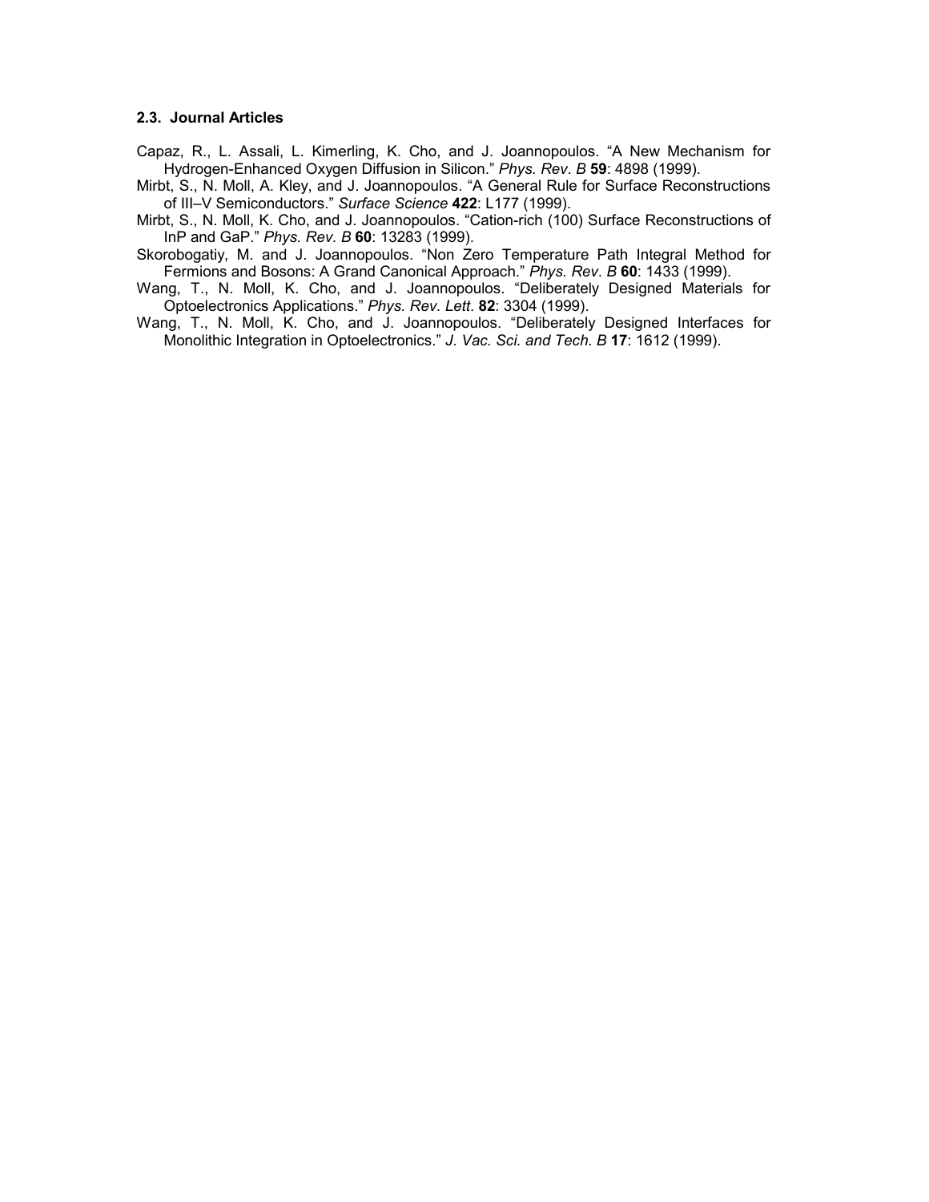### 2.3. Journal Articles

Capaz, R., L. Assali, L. Kimerling, K. Cho, and J. Joannopoulos. “A New Mechanism for Hydrogen-Enhanced Oxygen Diffusion in Silicon.” *Phys. Rev. B* **59**: 4898 (1999).

Mirbt, S., N. Moll, A. Kley, and J. Joannopoulos. “A General Rule for Surface Reconstructions of III–V Semiconductors.” *Surface Science* **422**: L177 (1999).

Mirbt, S., N. Moll, K. Cho, and J. Joannopoulos. “Cation-rich (100) Surface Reconstructions of InP and GaP.” *Phys. Rev. B* **60**: 13283 (1999).

Skorobogatiy, M. and J. Joannopoulos. “Non Zero Temperature Path Integral Method for Fermions and Bosons: A Grand Canonical Approach.” *Phys. Rev. B* **60**: 1433 (1999).

Wang, T., N. Moll, K. Cho, and J. Joannopoulos. “Deliberately Designed Materials for Optoelectronics Applications.” *Phys. Rev. Lett.* **82**: 3304 (1999).

Wang, T., N. Moll, K. Cho, and J. Joannopoulos. “Deliberately Designed Interfaces for Monolithic Integration in Optoelectronics.” *J. Vac. Sci. and Tech. B* **17**: 1612 (1999).